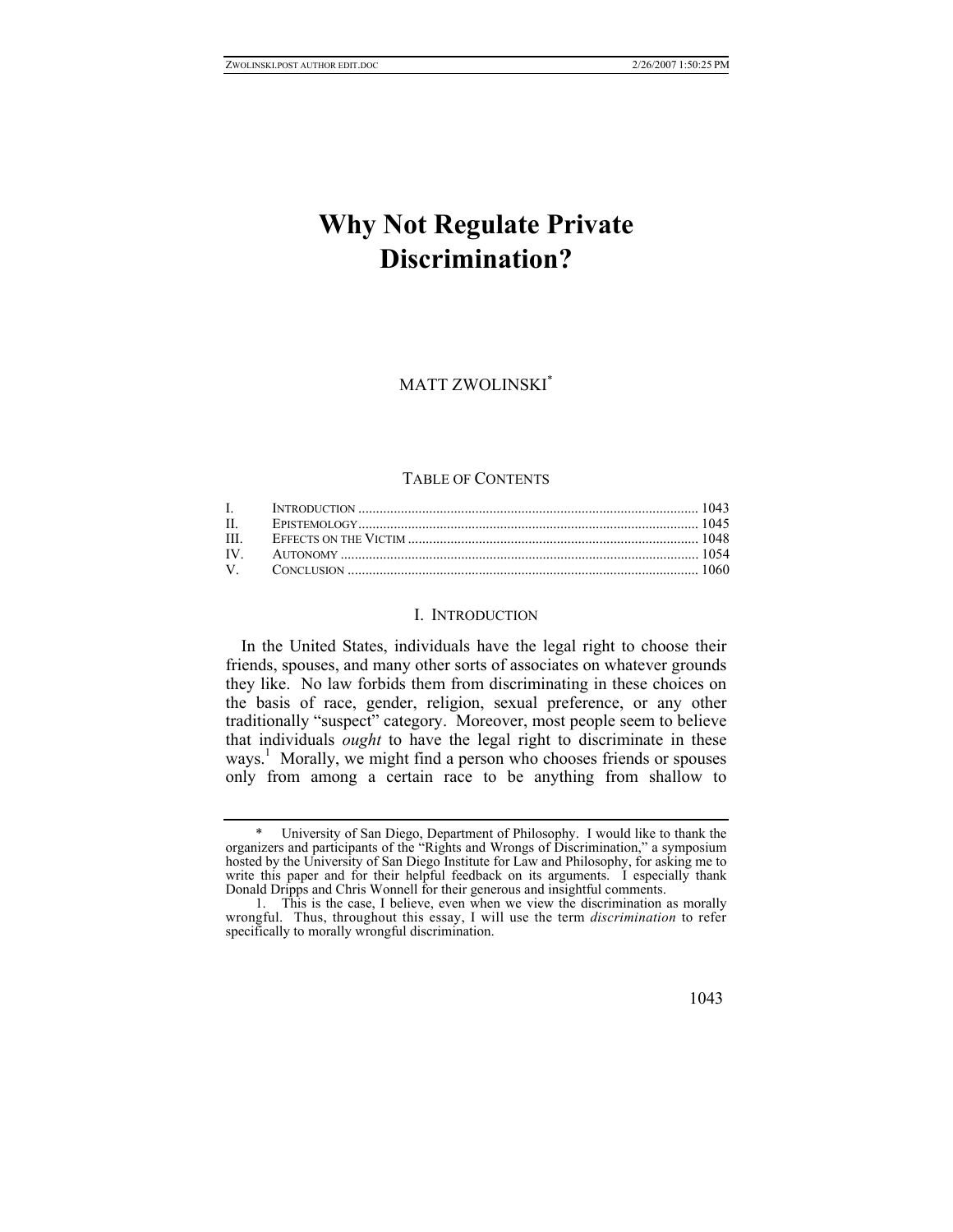# Why Not Regulate Private Discrimination?

MATT ZWOLINSKI[*]

TABLE OF CONTENTS

| | | |
|---|---|---|
| I. | INTRODUCTION | 1043 |
| II. | EPISTEMOLOGY | 1045 |
| III. | EFFECTS ON THE VICTIM | 1048 |
| IV. | AUTONOMY | 1054 |
| V. | CONCLUSION | 1060 |

## I. INTRODUCTION

In the United States, individuals have the legal right to choose their friends, spouses, and many other sorts of associates on whatever grounds they like. No law forbids them from discriminating in these choices on the basis of race, gender, religion, sexual preference, or any other traditionally "suspect" category. Moreover, most people seem to believe that individuals *ought* to have the legal right to discriminate in these ways.[1] Morally, we might find a person who chooses friends or spouses only from among a certain race to be anything from shallow to

---

\* University of San Diego, Department of Philosophy. I would like to thank the organizers and participants of the "Rights and Wrongs of Discrimination," a symposium hosted by the University of San Diego Institute for Law and Philosophy, for asking me to write this paper and for their helpful feedback on its arguments. I especially thank Donald Dripps and Chris Wonnell for their generous and insightful comments.

1. This is the case, I believe, even when we view the discrimination as morally wrongful. Thus, throughout this essay, I will use the term *discrimination* to refer specifically to morally wrongful discrimination.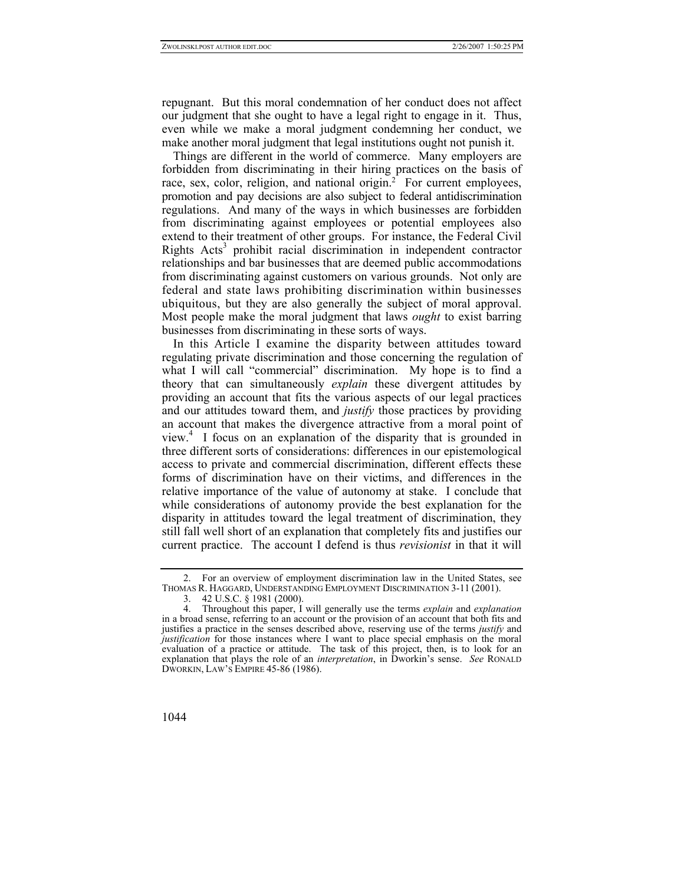repugnant. But this moral condemnation of her conduct does not affect our judgment that she ought to have a legal right to engage in it. Thus, even while we make a moral judgment condemning her conduct, we make another moral judgment that legal institutions ought not punish it.

Things are different in the world of commerce. Many employers are forbidden from discriminating in their hiring practices on the basis of race, sex, color, religion, and national origin.[2] For current employees, promotion and pay decisions are also subject to federal antidiscrimination regulations. And many of the ways in which businesses are forbidden from discriminating against employees or potential employees also extend to their treatment of other groups. For instance, the Federal Civil Rights Acts[3] prohibit racial discrimination in independent contractor relationships and bar businesses that are deemed public accommodations from discriminating against customers on various grounds. Not only are federal and state laws prohibiting discrimination within businesses ubiquitous, but they are also generally the subject of moral approval. Most people make the moral judgment that laws *ought* to exist barring businesses from discriminating in these sorts of ways.

In this Article I examine the disparity between attitudes toward regulating private discrimination and those concerning the regulation of what I will call "commercial" discrimination. My hope is to find a theory that can simultaneously *explain* these divergent attitudes by providing an account that fits the various aspects of our legal practices and our attitudes toward them, and *justify* those practices by providing an account that makes the divergence attractive from a moral point of view.[4] I focus on an explanation of the disparity that is grounded in three different sorts of considerations: differences in our epistemological access to private and commercial discrimination, different effects these forms of discrimination have on their victims, and differences in the relative importance of the value of autonomy at stake. I conclude that while considerations of autonomy provide the best explanation for the disparity in attitudes toward the legal treatment of discrimination, they still fall well short of an explanation that completely fits and justifies our current practice. The account I defend is thus *revisionist* in that it will

---

2. For an overview of employment discrimination law in the United States, see THOMAS R. HAGGARD, UNDERSTANDING EMPLOYMENT DISCRIMINATION 3-11 (2001).

3. 42 U.S.C. § 1981 (2000).

4. Throughout this paper, I will generally use the terms *explain* and *explanation* in a broad sense, referring to an account or the provision of an account that both fits and justifies a practice in the senses described above, reserving use of the terms *justify* and *justification* for those instances where I want to place special emphasis on the moral evaluation of a practice or attitude. The task of this project, then, is to look for an explanation that plays the role of an *interpretation*, in Dworkin's sense. *See* RONALD DWORKIN, LAW'S EMPIRE 45-86 (1986).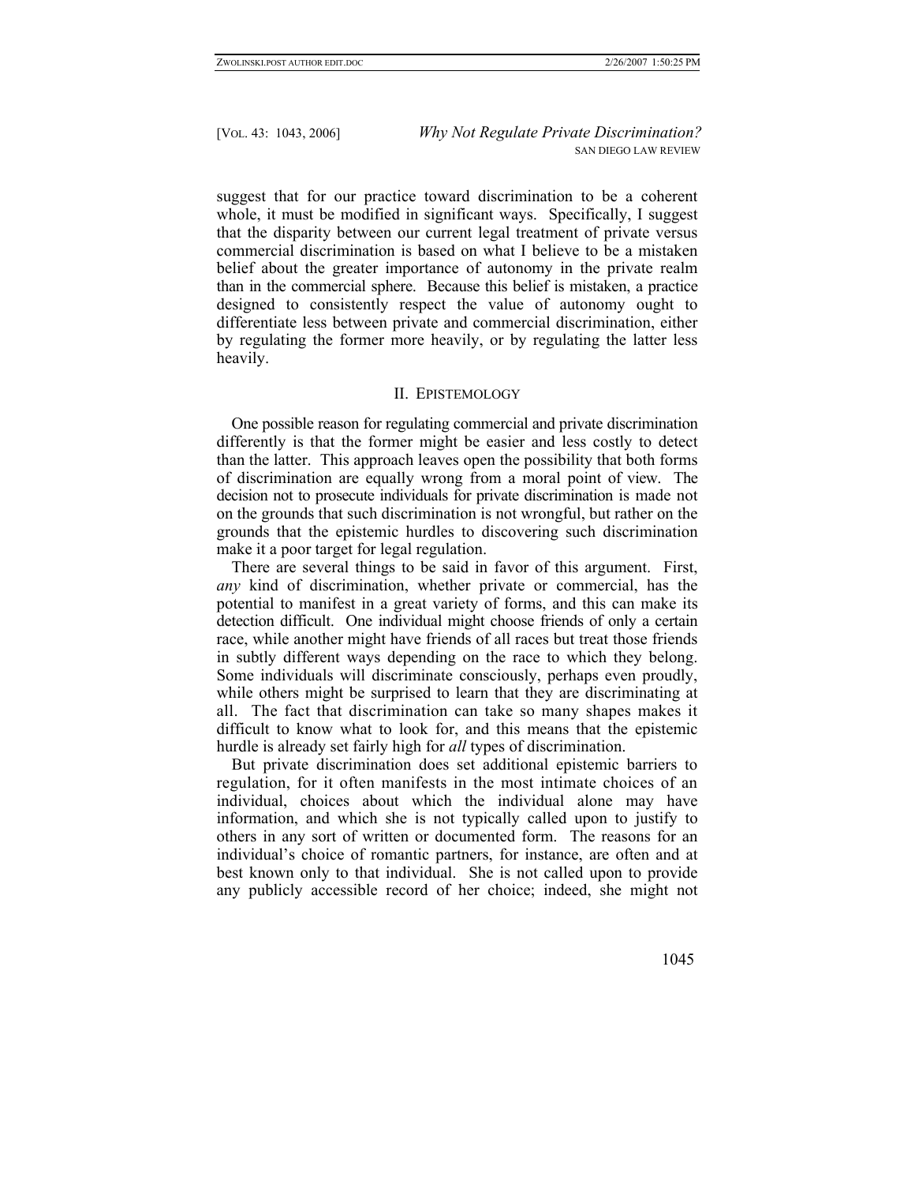suggest that for our practice toward discrimination to be a coherent whole, it must be modified in significant ways. Specifically, I suggest that the disparity between our current legal treatment of private versus commercial discrimination is based on what I believe to be a mistaken belief about the greater importance of autonomy in the private realm than in the commercial sphere. Because this belief is mistaken, a practice designed to consistently respect the value of autonomy ought to differentiate less between private and commercial discrimination, either by regulating the former more heavily, or by regulating the latter less heavily.

## II. EPISTEMOLOGY

One possible reason for regulating commercial and private discrimination differently is that the former might be easier and less costly to detect than the latter. This approach leaves open the possibility that both forms of discrimination are equally wrong from a moral point of view. The decision not to prosecute individuals for private discrimination is made not on the grounds that such discrimination is not wrongful, but rather on the grounds that the epistemic hurdles to discovering such discrimination make it a poor target for legal regulation.

There are several things to be said in favor of this argument. First, *any* kind of discrimination, whether private or commercial, has the potential to manifest in a great variety of forms, and this can make its detection difficult. One individual might choose friends of only a certain race, while another might have friends of all races but treat those friends in subtly different ways depending on the race to which they belong. Some individuals will discriminate consciously, perhaps even proudly, while others might be surprised to learn that they are discriminating at all. The fact that discrimination can take so many shapes makes it difficult to know what to look for, and this means that the epistemic hurdle is already set fairly high for *all* types of discrimination.

But private discrimination does set additional epistemic barriers to regulation, for it often manifests in the most intimate choices of an individual, choices about which the individual alone may have information, and which she is not typically called upon to justify to others in any sort of written or documented form. The reasons for an individual's choice of romantic partners, for instance, are often and at best known only to that individual. She is not called upon to provide any publicly accessible record of her choice; indeed, she might not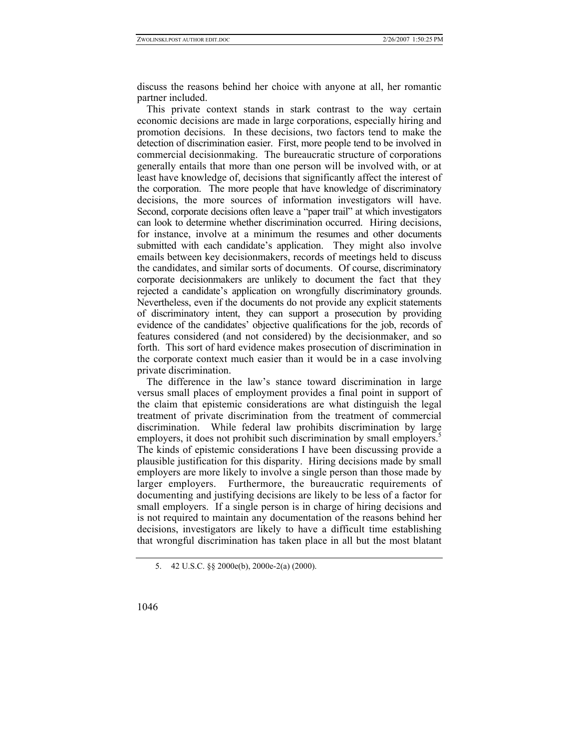discuss the reasons behind her choice with anyone at all, her romantic partner included.

This private context stands in stark contrast to the way certain economic decisions are made in large corporations, especially hiring and promotion decisions. In these decisions, two factors tend to make the detection of discrimination easier. First, more people tend to be involved in commercial decisionmaking. The bureaucratic structure of corporations generally entails that more than one person will be involved with, or at least have knowledge of, decisions that significantly affect the interest of the corporation. The more people that have knowledge of discriminatory decisions, the more sources of information investigators will have. Second, corporate decisions often leave a "paper trail" at which investigators can look to determine whether discrimination occurred. Hiring decisions, for instance, involve at a minimum the resumes and other documents submitted with each candidate's application. They might also involve emails between key decisionmakers, records of meetings held to discuss the candidates, and similar sorts of documents. Of course, discriminatory corporate decisionmakers are unlikely to document the fact that they rejected a candidate's application on wrongfully discriminatory grounds. Nevertheless, even if the documents do not provide any explicit statements of discriminatory intent, they can support a prosecution by providing evidence of the candidates' objective qualifications for the job, records of features considered (and not considered) by the decisionmaker, and so forth. This sort of hard evidence makes prosecution of discrimination in the corporate context much easier than it would be in a case involving private discrimination.

The difference in the law's stance toward discrimination in large versus small places of employment provides a final point in support of the claim that epistemic considerations are what distinguish the legal treatment of private discrimination from the treatment of commercial discrimination. While federal law prohibits discrimination by large employers, it does not prohibit such discrimination by small employers.[5] The kinds of epistemic considerations I have been discussing provide a plausible justification for this disparity. Hiring decisions made by small employers are more likely to involve a single person than those made by larger employers. Furthermore, the bureaucratic requirements of documenting and justifying decisions are likely to be less of a factor for small employers. If a single person is in charge of hiring decisions and is not required to maintain any documentation of the reasons behind her decisions, investigators are likely to have a difficult time establishing that wrongful discrimination has taken place in all but the most blatant

5. 42 U.S.C. §§ 2000e(b), 2000e-2(a) (2000).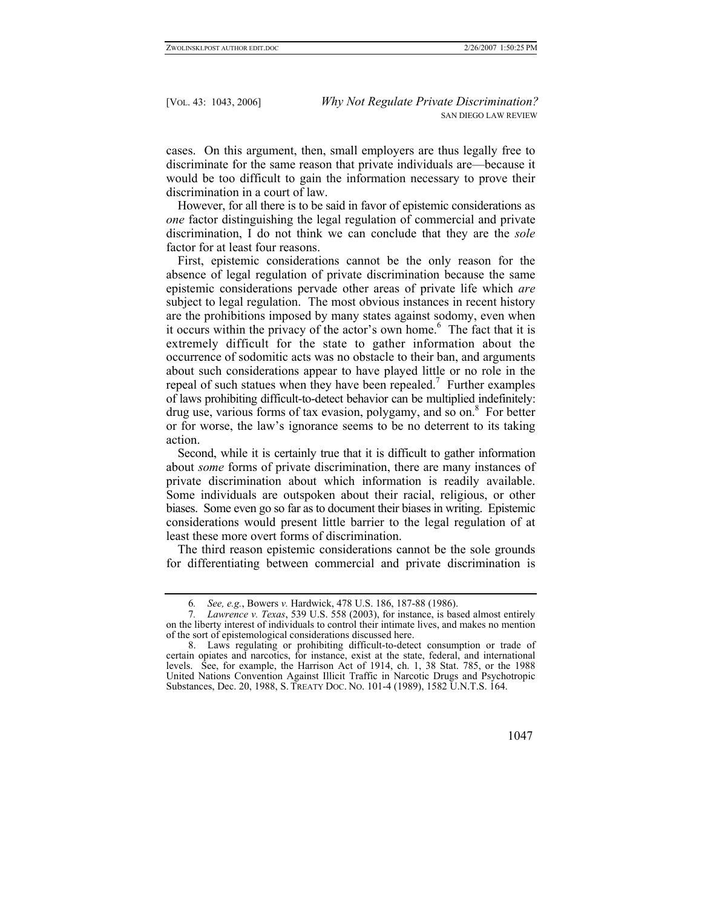cases. On this argument, then, small employers are thus legally free to discriminate for the same reason that private individuals are—because it would be too difficult to gain the information necessary to prove their discrimination in a court of law.

However, for all there is to be said in favor of epistemic considerations as *one* factor distinguishing the legal regulation of commercial and private discrimination, I do not think we can conclude that they are the *sole* factor for at least four reasons.

First, epistemic considerations cannot be the only reason for the absence of legal regulation of private discrimination because the same epistemic considerations pervade other areas of private life which *are* subject to legal regulation. The most obvious instances in recent history are the prohibitions imposed by many states against sodomy, even when it occurs within the privacy of the actor's own home.[6] The fact that it is extremely difficult for the state to gather information about the occurrence of sodomitic acts was no obstacle to their ban, and arguments about such considerations appear to have played little or no role in the repeal of such statues when they have been repealed.[7] Further examples of laws prohibiting difficult-to-detect behavior can be multiplied indefinitely: drug use, various forms of tax evasion, polygamy, and so on.[8] For better or for worse, the law's ignorance seems to be no deterrent to its taking action.

Second, while it is certainly true that it is difficult to gather information about *some* forms of private discrimination, there are many instances of private discrimination about which information is readily available. Some individuals are outspoken about their racial, religious, or other biases. Some even go so far as to document their biases in writing. Epistemic considerations would present little barrier to the legal regulation of at least these more overt forms of discrimination.

The third reason epistemic considerations cannot be the sole grounds for differentiating between commercial and private discrimination is

---

6. *See, e.g.*, Bowers *v.* Hardwick, 478 U.S. 186, 187-88 (1986).

7. *Lawrence v. Texas*, 539 U.S. 558 (2003), for instance, is based almost entirely on the liberty interest of individuals to control their intimate lives, and makes no mention of the sort of epistemological considerations discussed here.

8. Laws regulating or prohibiting difficult-to-detect consumption or trade of certain opiates and narcotics, for instance, exist at the state, federal, and international levels. See, for example, the Harrison Act of 1914, ch. 1, 38 Stat. 785, or the 1988 United Nations Convention Against Illicit Traffic in Narcotic Drugs and Psychotropic Substances, Dec. 20, 1988, S. TREATY DOC. NO. 101-4 (1989), 1582 U.N.T.S. 164.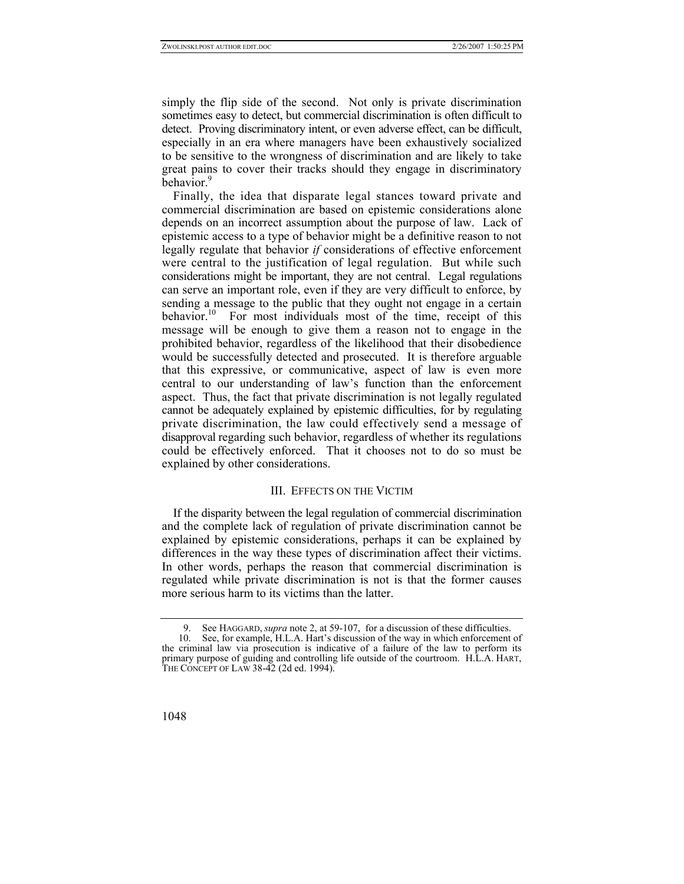simply the flip side of the second. Not only is private discrimination sometimes easy to detect, but commercial discrimination is often difficult to detect. Proving discriminatory intent, or even adverse effect, can be difficult, especially in an era where managers have been exhaustively socialized to be sensitive to the wrongness of discrimination and are likely to take great pains to cover their tracks should they engage in discriminatory behavior.[9]

Finally, the idea that disparate legal stances toward private and commercial discrimination are based on epistemic considerations alone depends on an incorrect assumption about the purpose of law. Lack of epistemic access to a type of behavior might be a definitive reason to not legally regulate that behavior *if* considerations of effective enforcement were central to the justification of legal regulation. But while such considerations might be important, they are not central. Legal regulations can serve an important role, even if they are very difficult to enforce, by sending a message to the public that they ought not engage in a certain behavior.[10] For most individuals most of the time, receipt of this message will be enough to give them a reason not to engage in the prohibited behavior, regardless of the likelihood that their disobedience would be successfully detected and prosecuted. It is therefore arguable that this expressive, or communicative, aspect of law is even more central to our understanding of law's function than the enforcement aspect. Thus, the fact that private discrimination is not legally regulated cannot be adequately explained by epistemic difficulties, for by regulating private discrimination, the law could effectively send a message of disapproval regarding such behavior, regardless of whether its regulations could be effectively enforced. That it chooses not to do so must be explained by other considerations.

## III. Effects on the Victim

If the disparity between the legal regulation of commercial discrimination and the complete lack of regulation of private discrimination cannot be explained by epistemic considerations, perhaps it can be explained by differences in the way these types of discrimination affect their victims. In other words, perhaps the reason that commercial discrimination is regulated while private discrimination is not is that the former causes more serious harm to its victims than the latter.

---

9. See Haggard, *supra* note 2, at 59-107, for a discussion of these difficulties.

10. See, for example, H.L.A. Hart's discussion of the way in which enforcement of the criminal law via prosecution is indicative of a failure of the law to perform its primary purpose of guiding and controlling life outside of the courtroom. H.L.A. Hart, The Concept of Law 38-42 (2d ed. 1994).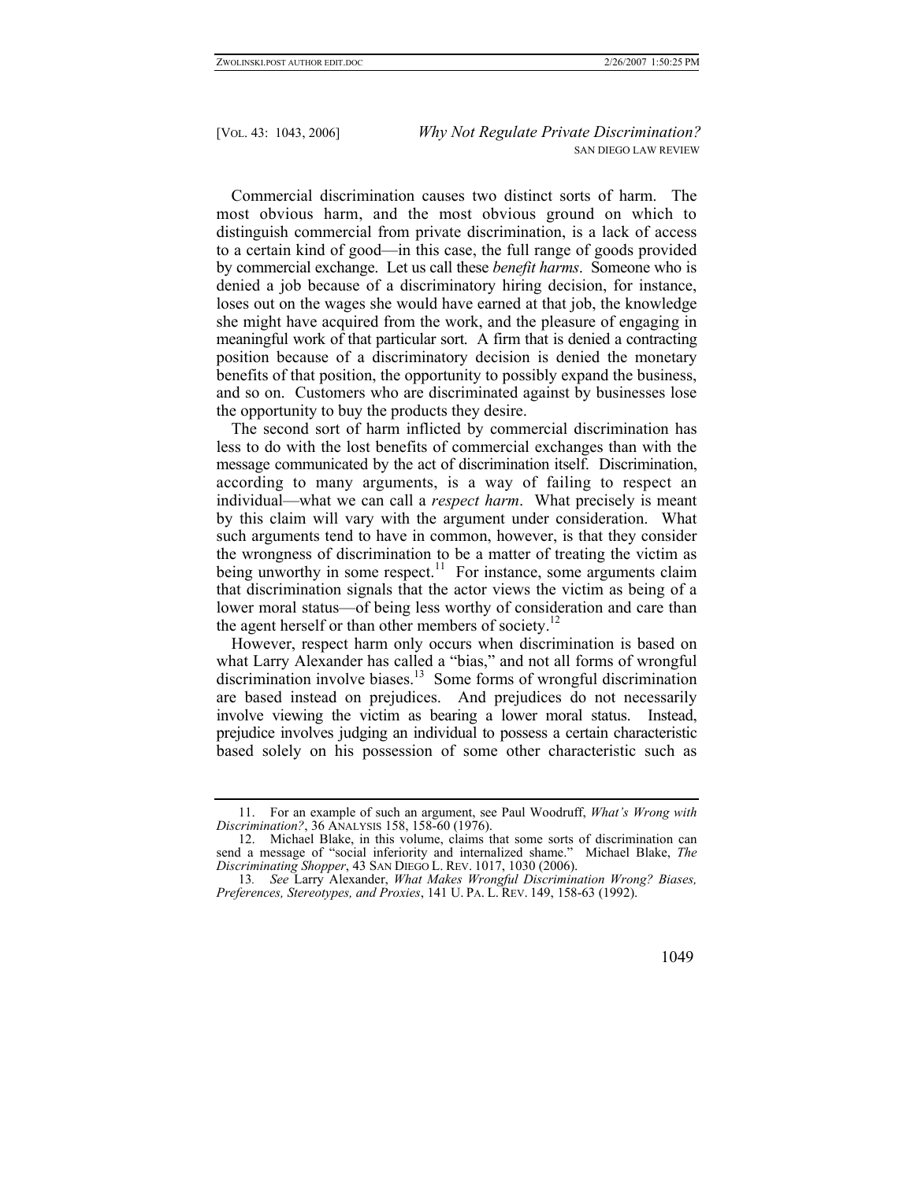Commercial discrimination causes two distinct sorts of harm. The most obvious harm, and the most obvious ground on which to distinguish commercial from private discrimination, is a lack of access to a certain kind of good—in this case, the full range of goods provided by commercial exchange. Let us call these *benefit harms*. Someone who is denied a job because of a discriminatory hiring decision, for instance, loses out on the wages she would have earned at that job, the knowledge she might have acquired from the work, and the pleasure of engaging in meaningful work of that particular sort. A firm that is denied a contracting position because of a discriminatory decision is denied the monetary benefits of that position, the opportunity to possibly expand the business, and so on. Customers who are discriminated against by businesses lose the opportunity to buy the products they desire.

The second sort of harm inflicted by commercial discrimination has less to do with the lost benefits of commercial exchanges than with the message communicated by the act of discrimination itself. Discrimination, according to many arguments, is a way of failing to respect an individual—what we can call a *respect harm*. What precisely is meant by this claim will vary with the argument under consideration. What such arguments tend to have in common, however, is that they consider the wrongness of discrimination to be a matter of treating the victim as being unworthy in some respect.[11] For instance, some arguments claim that discrimination signals that the actor views the victim as being of a lower moral status—of being less worthy of consideration and care than the agent herself or than other members of society.[12]

However, respect harm only occurs when discrimination is based on what Larry Alexander has called a "bias," and not all forms of wrongful discrimination involve biases.[13] Some forms of wrongful discrimination are based instead on prejudices. And prejudices do not necessarily involve viewing the victim as bearing a lower moral status. Instead, prejudice involves judging an individual to possess a certain characteristic based solely on his possession of some other characteristic such as

---

11. For an example of such an argument, see Paul Woodruff, *What's Wrong with Discrimination?*, 36 ANALYSIS 158, 158-60 (1976).

12. Michael Blake, in this volume, claims that some sorts of discrimination can send a message of "social inferiority and internalized shame." Michael Blake, *The Discriminating Shopper*, 43 SAN DIEGO L. REV. 1017, 1030 (2006).

13. *See* Larry Alexander, *What Makes Wrongful Discrimination Wrong? Biases, Preferences, Stereotypes, and Proxies*, 141 U. PA. L. REV. 149, 158-63 (1992).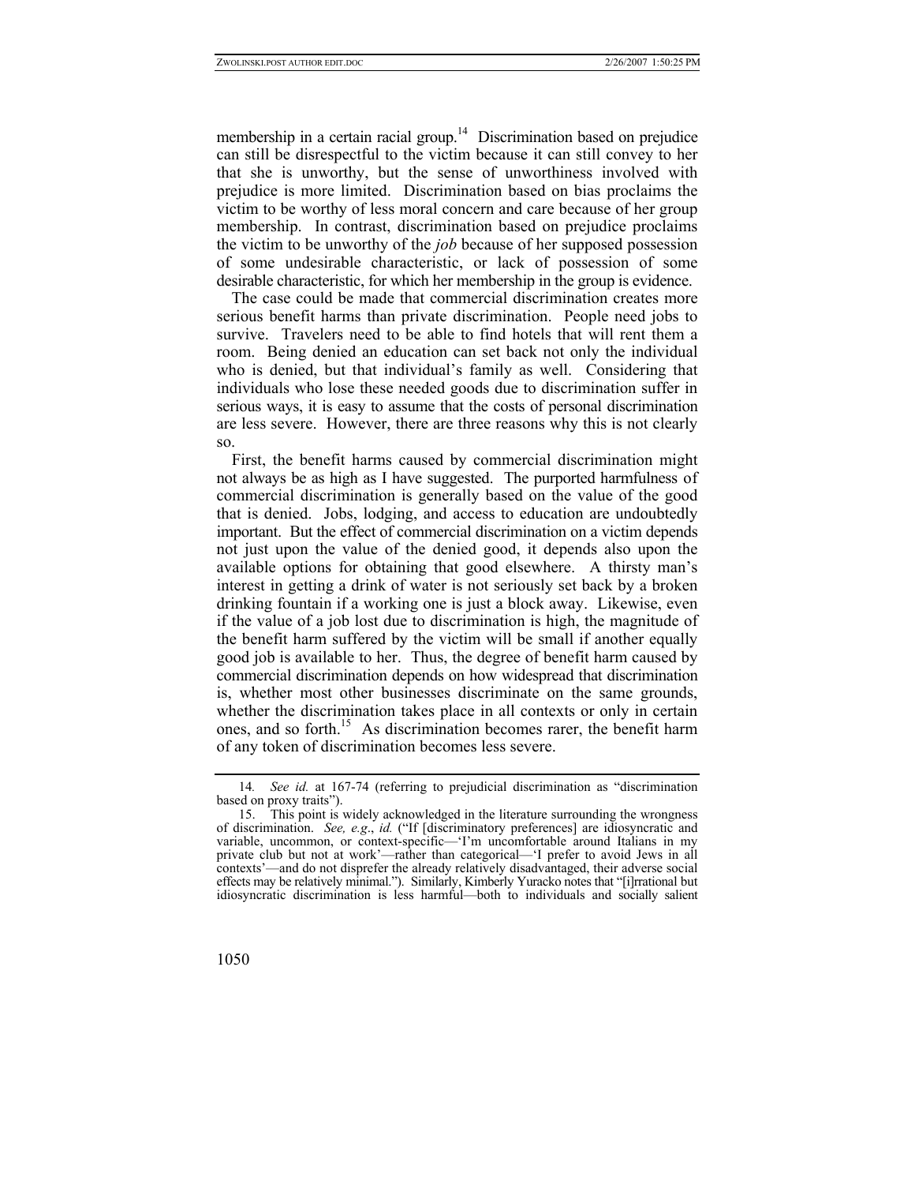membership in a certain racial group.[14] Discrimination based on prejudice can still be disrespectful to the victim because it can still convey to her that she is unworthy, but the sense of unworthiness involved with prejudice is more limited. Discrimination based on bias proclaims the victim to be worthy of less moral concern and care because of her group membership. In contrast, discrimination based on prejudice proclaims the victim to be unworthy of the *job* because of her supposed possession of some undesirable characteristic, or lack of possession of some desirable characteristic, for which her membership in the group is evidence.

The case could be made that commercial discrimination creates more serious benefit harms than private discrimination. People need jobs to survive. Travelers need to be able to find hotels that will rent them a room. Being denied an education can set back not only the individual who is denied, but that individual's family as well. Considering that individuals who lose these needed goods due to discrimination suffer in serious ways, it is easy to assume that the costs of personal discrimination are less severe. However, there are three reasons why this is not clearly so.

First, the benefit harms caused by commercial discrimination might not always be as high as I have suggested. The purported harmfulness of commercial discrimination is generally based on the value of the good that is denied. Jobs, lodging, and access to education are undoubtedly important. But the effect of commercial discrimination on a victim depends not just upon the value of the denied good, it depends also upon the available options for obtaining that good elsewhere. A thirsty man's interest in getting a drink of water is not seriously set back by a broken drinking fountain if a working one is just a block away. Likewise, even if the value of a job lost due to discrimination is high, the magnitude of the benefit harm suffered by the victim will be small if another equally good job is available to her. Thus, the degree of benefit harm caused by commercial discrimination depends on how widespread that discrimination is, whether most other businesses discriminate on the same grounds, whether the discrimination takes place in all contexts or only in certain ones, and so forth.[15] As discrimination becomes rarer, the benefit harm of any token of discrimination becomes less severe.

---

14. *See id.* at 167-74 (referring to prejudicial discrimination as "discrimination based on proxy traits").

15. This point is widely acknowledged in the literature surrounding the wrongness of discrimination. *See, e.g.*, *id.* ("If [discriminatory preferences] are idiosyncratic and variable, uncommon, or context-specific—'I'm uncomfortable around Italians in my private club but not at work'—rather than categorical—'I prefer to avoid Jews in all contexts'—and do not disprefer the already relatively disadvantaged, their adverse social effects may be relatively minimal."). Similarly, Kimberly Yuracko notes that "[i]rrational but idiosyncratic discrimination is less harmful—both to individuals and socially salient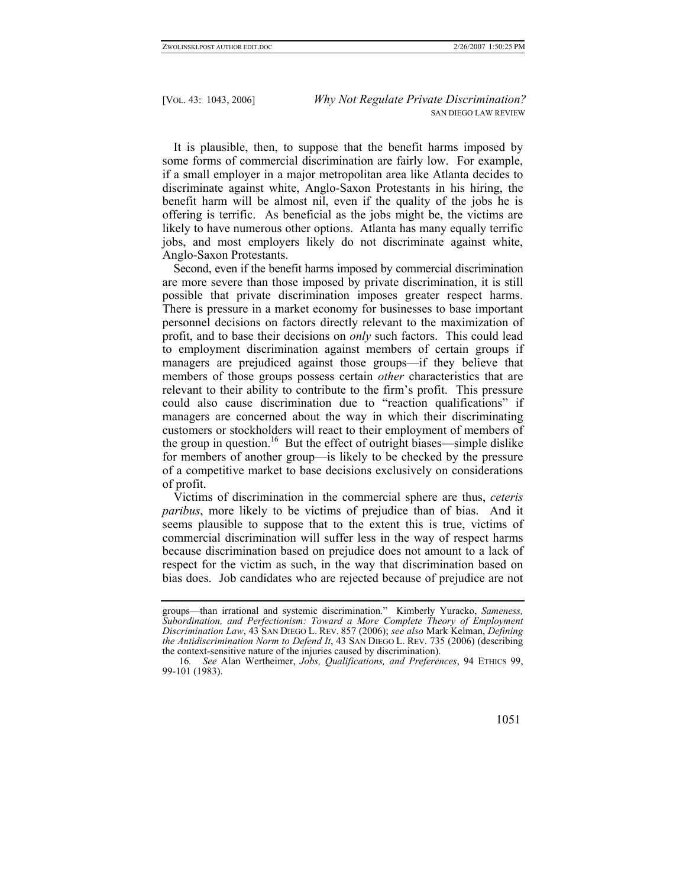It is plausible, then, to suppose that the benefit harms imposed by some forms of commercial discrimination are fairly low. For example, if a small employer in a major metropolitan area like Atlanta decides to discriminate against white, Anglo-Saxon Protestants in his hiring, the benefit harm will be almost nil, even if the quality of the jobs he is offering is terrific. As beneficial as the jobs might be, the victims are likely to have numerous other options. Atlanta has many equally terrific jobs, and most employers likely do not discriminate against white, Anglo-Saxon Protestants.

Second, even if the benefit harms imposed by commercial discrimination are more severe than those imposed by private discrimination, it is still possible that private discrimination imposes greater respect harms. There is pressure in a market economy for businesses to base important personnel decisions on factors directly relevant to the maximization of profit, and to base their decisions on *only* such factors. This could lead to employment discrimination against members of certain groups if managers are prejudiced against those groups—if they believe that members of those groups possess certain *other* characteristics that are relevant to their ability to contribute to the firm's profit. This pressure could also cause discrimination due to "reaction qualifications" if managers are concerned about the way in which their discriminating customers or stockholders will react to their employment of members of the group in question.[16] But the effect of outright biases—simple dislike for members of another group—is likely to be checked by the pressure of a competitive market to base decisions exclusively on considerations of profit.

Victims of discrimination in the commercial sphere are thus, *ceteris paribus*, more likely to be victims of prejudice than of bias. And it seems plausible to suppose that to the extent this is true, victims of commercial discrimination will suffer less in the way of respect harms because discrimination based on prejudice does not amount to a lack of respect for the victim as such, in the way that discrimination based on bias does. Job candidates who are rejected because of prejudice are not

---

groups—than irrational and systemic discrimination." Kimberly Yuracko, *Sameness, Subordination, and Perfectionism: Toward a More Complete Theory of Employment Discrimination Law*, 43 SAN DIEGO L. REV. 857 (2006); *see also* Mark Kelman, *Defining the Antidiscrimination Norm to Defend It*, 43 SAN DIEGO L. REV. 735 (2006) (describing the context-sensitive nature of the injuries caused by discrimination).

16. *See* Alan Wertheimer, *Jobs, Qualifications, and Preferences*, 94 ETHICS 99, 99-101 (1983).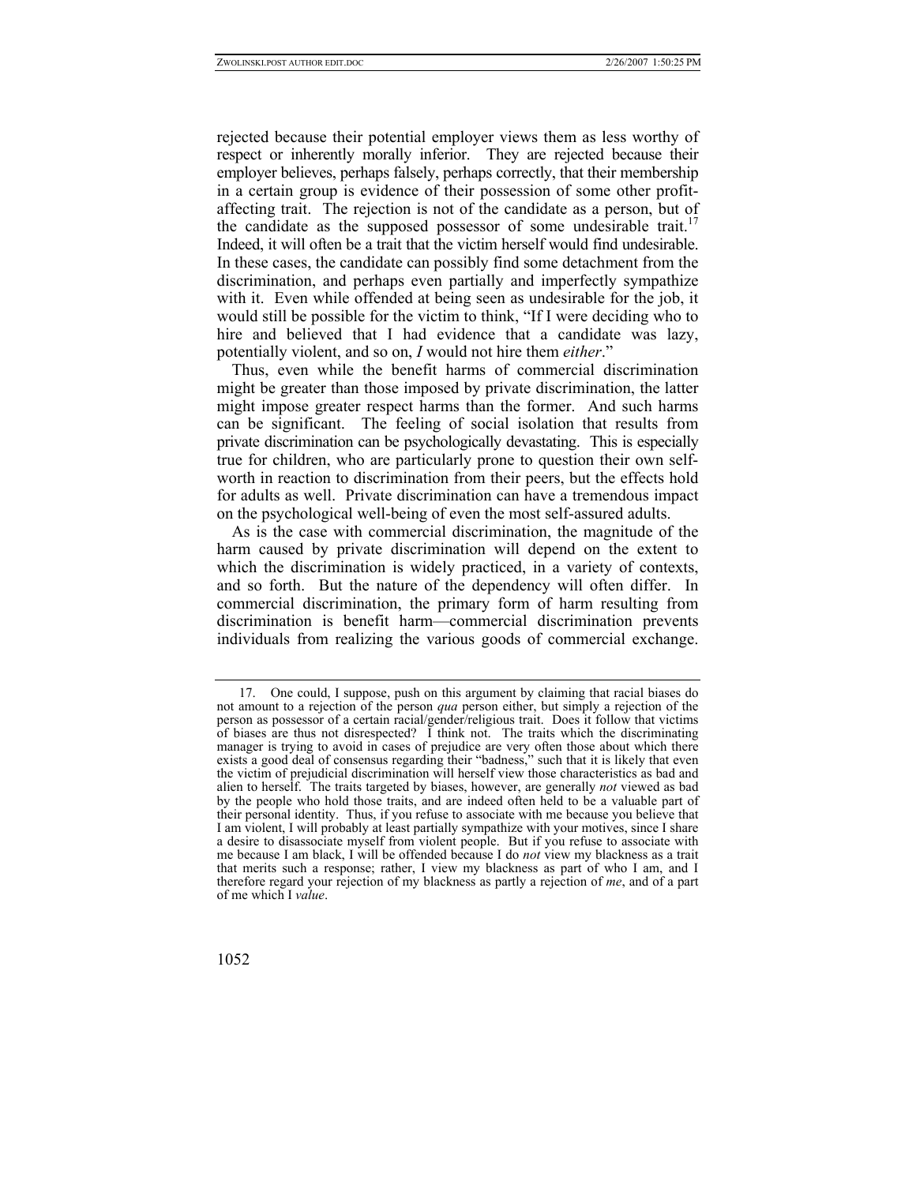rejected because their potential employer views them as less worthy of respect or inherently morally inferior. They are rejected because their employer believes, perhaps falsely, perhaps correctly, that their membership in a certain group is evidence of their possession of some other profit-affecting trait. The rejection is not of the candidate as a person, but of the candidate as the supposed possessor of some undesirable trait.[17] Indeed, it will often be a trait that the victim herself would find undesirable. In these cases, the candidate can possibly find some detachment from the discrimination, and perhaps even partially and imperfectly sympathize with it. Even while offended at being seen as undesirable for the job, it would still be possible for the victim to think, "If I were deciding who to hire and believed that I had evidence that a candidate was lazy, potentially violent, and so on, *I* would not hire them *either*."

Thus, even while the benefit harms of commercial discrimination might be greater than those imposed by private discrimination, the latter might impose greater respect harms than the former. And such harms can be significant. The feeling of social isolation that results from private discrimination can be psychologically devastating. This is especially true for children, who are particularly prone to question their own self-worth in reaction to discrimination from their peers, but the effects hold for adults as well. Private discrimination can have a tremendous impact on the psychological well-being of even the most self-assured adults.

As is the case with commercial discrimination, the magnitude of the harm caused by private discrimination will depend on the extent to which the discrimination is widely practiced, in a variety of contexts, and so forth. But the nature of the dependency will often differ. In commercial discrimination, the primary form of harm resulting from discrimination is benefit harm—commercial discrimination prevents individuals from realizing the various goods of commercial exchange.

---

17. One could, I suppose, push on this argument by claiming that racial biases do not amount to a rejection of the person *qua* person either, but simply a rejection of the person as possessor of a certain racial/gender/religious trait. Does it follow that victims of biases are thus not disrespected? I think not. The traits which the discriminating manager is trying to avoid in cases of prejudice are very often those about which there exists a good deal of consensus regarding their "badness," such that it is likely that even the victim of prejudicial discrimination will herself view those characteristics as bad and alien to herself. The traits targeted by biases, however, are generally *not* viewed as bad by the people who hold those traits, and are indeed often held to be a valuable part of their personal identity. Thus, if you refuse to associate with me because you believe that I am violent, I will probably at least partially sympathize with your motives, since I share a desire to disassociate myself from violent people. But if you refuse to associate with me because I am black, I will be offended because I do *not* view my blackness as a trait that merits such a response; rather, I view my blackness as part of who I am, and I therefore regard your rejection of my blackness as partly a rejection of *me*, and of a part of me which I *value*.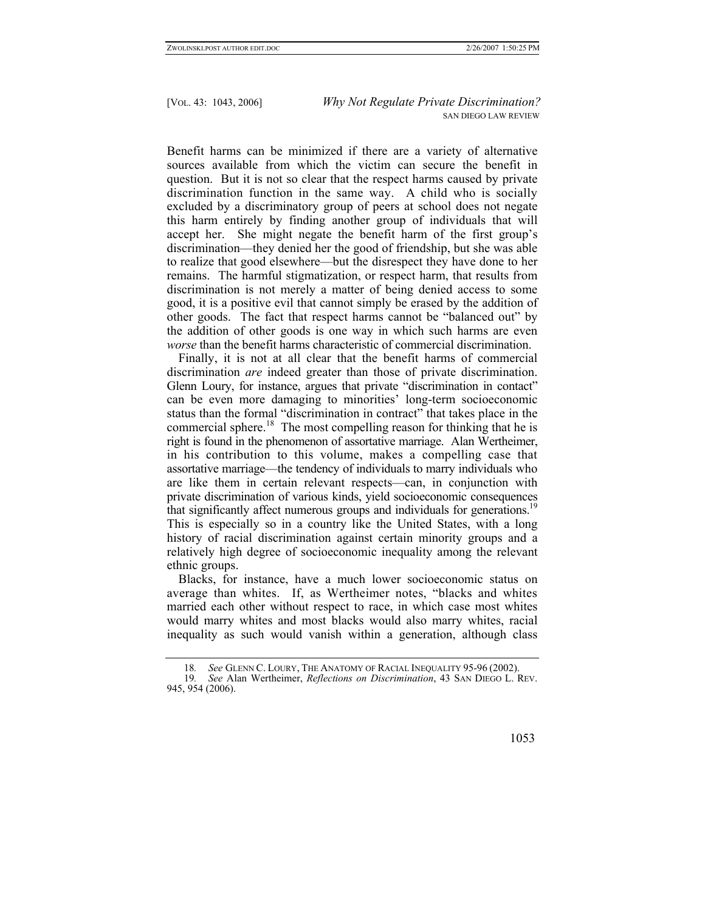Benefit harms can be minimized if there are a variety of alternative sources available from which the victim can secure the benefit in question. But it is not so clear that the respect harms caused by private discrimination function in the same way. A child who is socially excluded by a discriminatory group of peers at school does not negate this harm entirely by finding another group of individuals that will accept her. She might negate the benefit harm of the first group's discrimination—they denied her the good of friendship, but she was able to realize that good elsewhere—but the disrespect they have done to her remains. The harmful stigmatization, or respect harm, that results from discrimination is not merely a matter of being denied access to some good, it is a positive evil that cannot simply be erased by the addition of other goods. The fact that respect harms cannot be "balanced out" by the addition of other goods is one way in which such harms are even *worse* than the benefit harms characteristic of commercial discrimination.

Finally, it is not at all clear that the benefit harms of commercial discrimination *are* indeed greater than those of private discrimination. Glenn Loury, for instance, argues that private "discrimination in contact" can be even more damaging to minorities' long-term socioeconomic status than the formal "discrimination in contract" that takes place in the commercial sphere.[18] The most compelling reason for thinking that he is right is found in the phenomenon of assortative marriage. Alan Wertheimer, in his contribution to this volume, makes a compelling case that assortative marriage—the tendency of individuals to marry individuals who are like them in certain relevant respects—can, in conjunction with private discrimination of various kinds, yield socioeconomic consequences that significantly affect numerous groups and individuals for generations.[19] This is especially so in a country like the United States, with a long history of racial discrimination against certain minority groups and a relatively high degree of socioeconomic inequality among the relevant ethnic groups.

Blacks, for instance, have a much lower socioeconomic status on average than whites. If, as Wertheimer notes, "blacks and whites married each other without respect to race, in which case most whites would marry whites and most blacks would also marry whites, racial inequality as such would vanish within a generation, although class

---

18. *See* GLENN C. LOURY, THE ANATOMY OF RACIAL INEQUALITY 95-96 (2002).

19. *See* Alan Wertheimer, *Reflections on Discrimination*, 43 SAN DIEGO L. REV. 945, 954 (2006).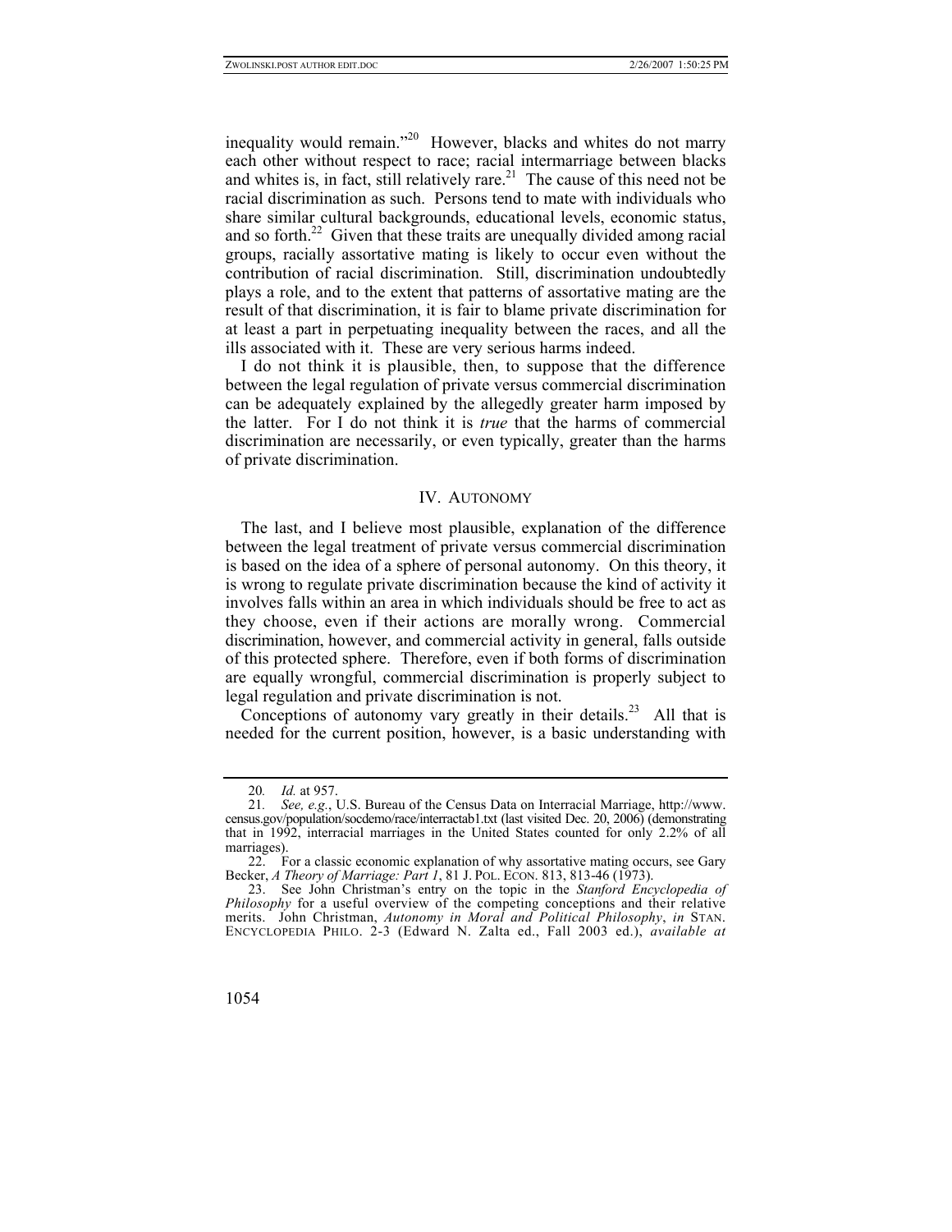inequality would remain."[20] However, blacks and whites do not marry each other without respect to race; racial intermarriage between blacks and whites is, in fact, still relatively rare.[21] The cause of this need not be racial discrimination as such. Persons tend to mate with individuals who share similar cultural backgrounds, educational levels, economic status, and so forth.[22] Given that these traits are unequally divided among racial groups, racially assortative mating is likely to occur even without the contribution of racial discrimination. Still, discrimination undoubtedly plays a role, and to the extent that patterns of assortative mating are the result of that discrimination, it is fair to blame private discrimination for at least a part in perpetuating inequality between the races, and all the ills associated with it. These are very serious harms indeed.

I do not think it is plausible, then, to suppose that the difference between the legal regulation of private versus commercial discrimination can be adequately explained by the allegedly greater harm imposed by the latter. For I do not think it is *true* that the harms of commercial discrimination are necessarily, or even typically, greater than the harms of private discrimination.

## IV. AUTONOMY

The last, and I believe most plausible, explanation of the difference between the legal treatment of private versus commercial discrimination is based on the idea of a sphere of personal autonomy. On this theory, it is wrong to regulate private discrimination because the kind of activity it involves falls within an area in which individuals should be free to act as they choose, even if their actions are morally wrong. Commercial discrimination, however, and commercial activity in general, falls outside of this protected sphere. Therefore, even if both forms of discrimination are equally wrongful, commercial discrimination is properly subject to legal regulation and private discrimination is not.

Conceptions of autonomy vary greatly in their details.[23] All that is needed for the current position, however, is a basic understanding with

---

20. *Id.* at 957.

21. *See, e.g.*, U.S. Bureau of the Census Data on Interracial Marriage, http://www.census.gov/population/socdemo/race/interractab1.txt (last visited Dec. 20, 2006) (demonstrating that in 1992, interracial marriages in the United States counted for only 2.2% of all marriages).

22. For a classic economic explanation of why assortative mating occurs, see Gary Becker, *A Theory of Marriage: Part 1*, 81 J. POL. ECON. 813, 813-46 (1973).

23. See John Christman's entry on the topic in the *Stanford Encyclopedia of Philosophy* for a useful overview of the competing conceptions and their relative merits. John Christman, *Autonomy in Moral and Political Philosophy*, *in* STAN. ENCYCLOPEDIA PHILO. 2-3 (Edward N. Zalta ed., Fall 2003 ed.), *available at*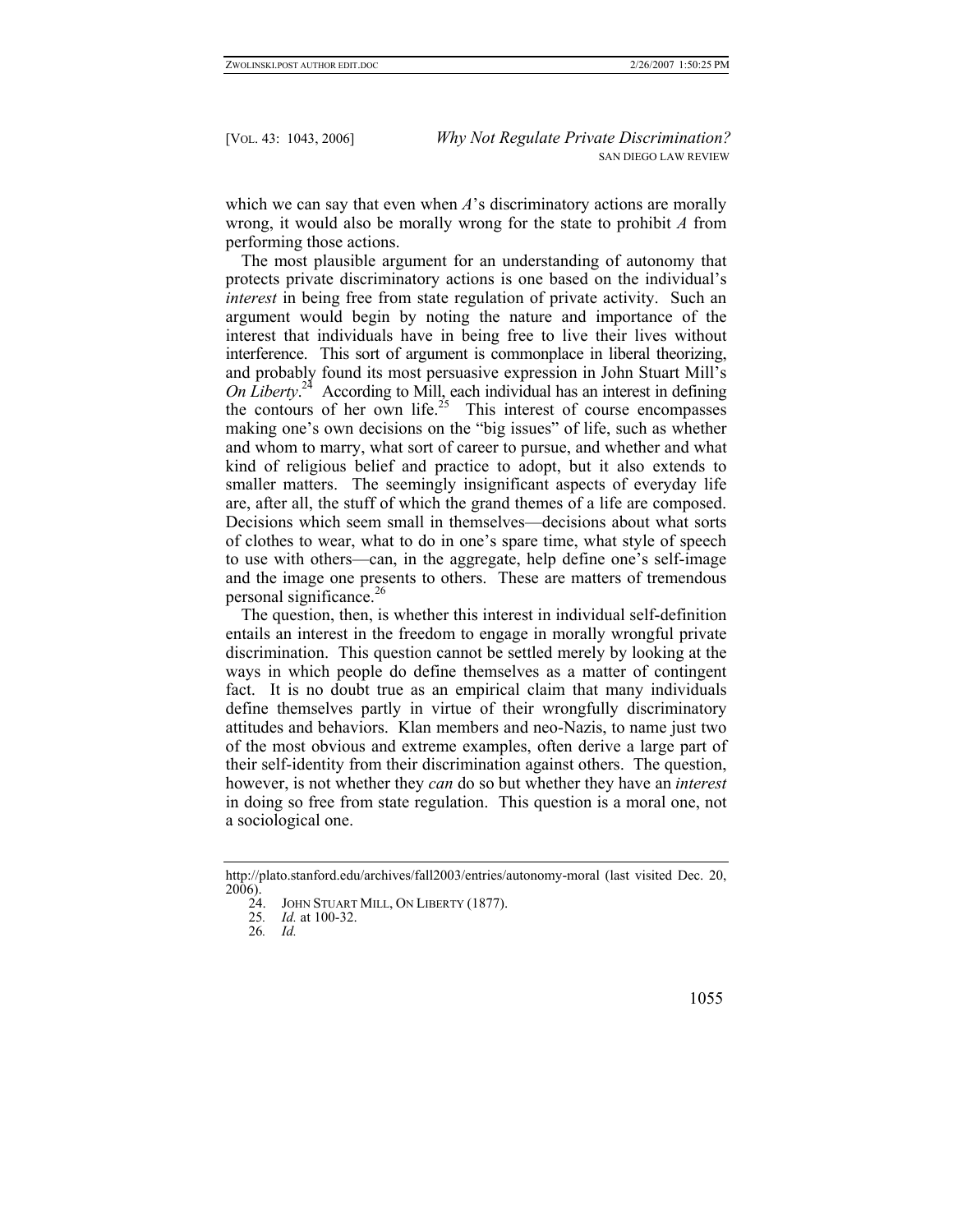which we can say that even when *A*'s discriminatory actions are morally wrong, it would also be morally wrong for the state to prohibit *A* from performing those actions.

The most plausible argument for an understanding of autonomy that protects private discriminatory actions is one based on the individual's *interest* in being free from state regulation of private activity. Such an argument would begin by noting the nature and importance of the interest that individuals have in being free to live their lives without interference. This sort of argument is commonplace in liberal theorizing, and probably found its most persuasive expression in John Stuart Mill's *On Liberty*.[24] According to Mill, each individual has an interest in defining the contours of her own life.[25] This interest of course encompasses making one's own decisions on the "big issues" of life, such as whether and whom to marry, what sort of career to pursue, and whether and what kind of religious belief and practice to adopt, but it also extends to smaller matters. The seemingly insignificant aspects of everyday life are, after all, the stuff of which the grand themes of a life are composed. Decisions which seem small in themselves—decisions about what sorts of clothes to wear, what to do in one's spare time, what style of speech to use with others—can, in the aggregate, help define one's self-image and the image one presents to others. These are matters of tremendous personal significance.[26]

The question, then, is whether this interest in individual self-definition entails an interest in the freedom to engage in morally wrongful private discrimination. This question cannot be settled merely by looking at the ways in which people do define themselves as a matter of contingent fact. It is no doubt true as an empirical claim that many individuals define themselves partly in virtue of their wrongfully discriminatory attitudes and behaviors. Klan members and neo-Nazis, to name just two of the most obvious and extreme examples, often derive a large part of their self-identity from their discrimination against others. The question, however, is not whether they *can* do so but whether they have an *interest* in doing so free from state regulation. This question is a moral one, not a sociological one.

---

http://plato.stanford.edu/archives/fall2003/entries/autonomy-moral (last visited Dec. 20, 2006).

24. JOHN STUART MILL, ON LIBERTY (1877).

25. *Id.* at 100-32.

26. *Id.*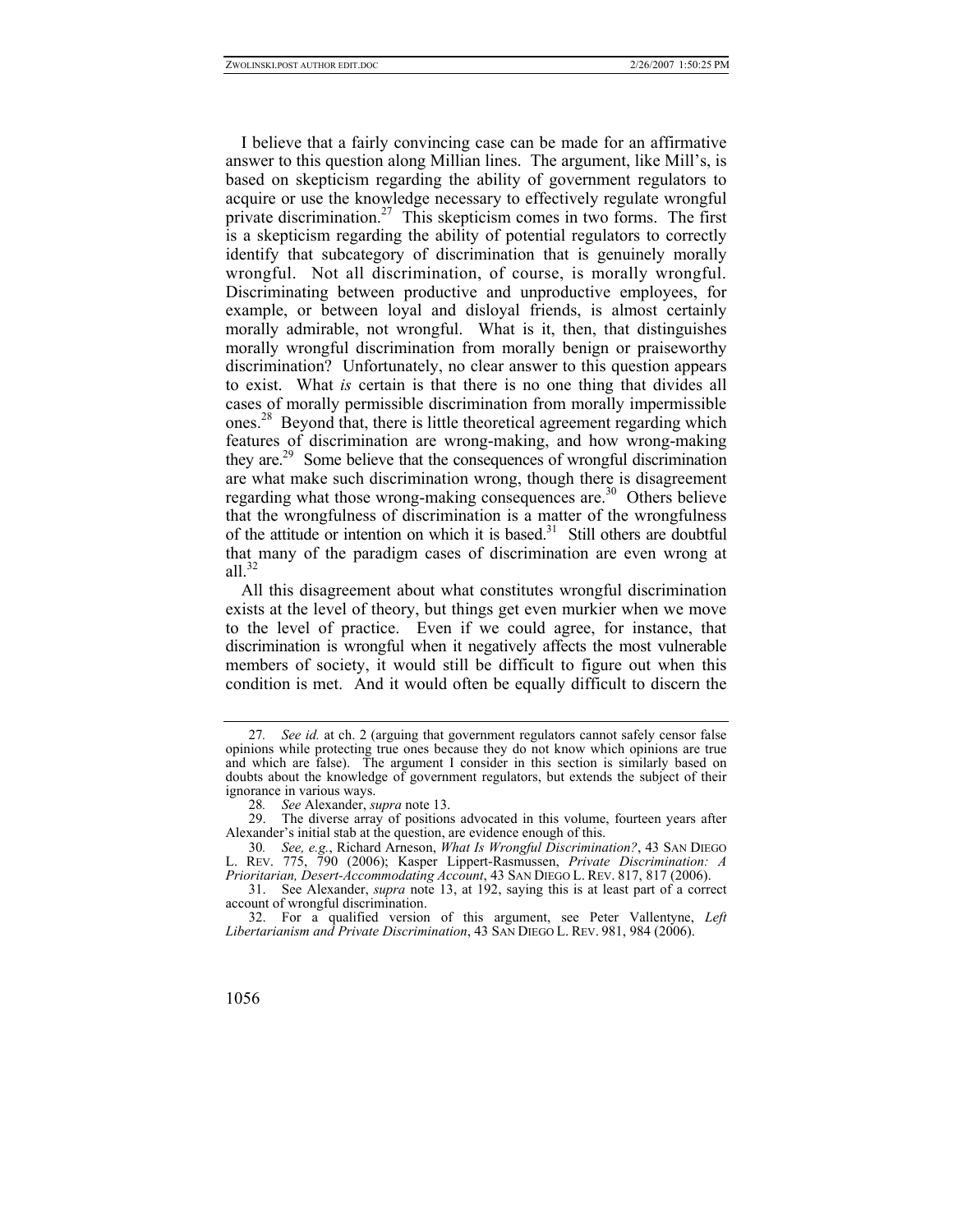I believe that a fairly convincing case can be made for an affirmative answer to this question along Millian lines. The argument, like Mill's, is based on skepticism regarding the ability of government regulators to acquire or use the knowledge necessary to effectively regulate wrongful private discrimination.[27] This skepticism comes in two forms. The first is a skepticism regarding the ability of potential regulators to correctly identify that subcategory of discrimination that is genuinely morally wrongful. Not all discrimination, of course, is morally wrongful. Discriminating between productive and unproductive employees, for example, or between loyal and disloyal friends, is almost certainly morally admirable, not wrongful. What is it, then, that distinguishes morally wrongful discrimination from morally benign or praiseworthy discrimination? Unfortunately, no clear answer to this question appears to exist. What *is* certain is that there is no one thing that divides all cases of morally permissible discrimination from morally impermissible ones.[28] Beyond that, there is little theoretical agreement regarding which features of discrimination are wrong-making, and how wrong-making they are.[29] Some believe that the consequences of wrongful discrimination are what make such discrimination wrong, though there is disagreement regarding what those wrong-making consequences are.[30] Others believe that the wrongfulness of discrimination is a matter of the wrongfulness of the attitude or intention on which it is based.[31] Still others are doubtful that many of the paradigm cases of discrimination are even wrong at all.[32]

All this disagreement about what constitutes wrongful discrimination exists at the level of theory, but things get even murkier when we move to the level of practice. Even if we could agree, for instance, that discrimination is wrongful when it negatively affects the most vulnerable members of society, it would still be difficult to figure out when this condition is met. And it would often be equally difficult to discern the

---

27. *See id.* at ch. 2 (arguing that government regulators cannot safely censor false opinions while protecting true ones because they do not know which opinions are true and which are false). The argument I consider in this section is similarly based on doubts about the knowledge of government regulators, but extends the subject of their ignorance in various ways.

28. *See* Alexander, *supra* note 13.

29. The diverse array of positions advocated in this volume, fourteen years after Alexander's initial stab at the question, are evidence enough of this.

30. *See, e.g.*, Richard Arneson, *What Is Wrongful Discrimination?*, 43 SAN DIEGO L. REV. 775, 790 (2006); Kasper Lippert-Rasmussen, *Private Discrimination: A Prioritarian, Desert-Accommodating Account*, 43 SAN DIEGO L. REV. 817, 817 (2006).

31. See Alexander, *supra* note 13, at 192, saying this is at least part of a correct account of wrongful discrimination.

32. For a qualified version of this argument, see Peter Vallentyne, *Left Libertarianism and Private Discrimination*, 43 SAN DIEGO L. REV. 981, 984 (2006).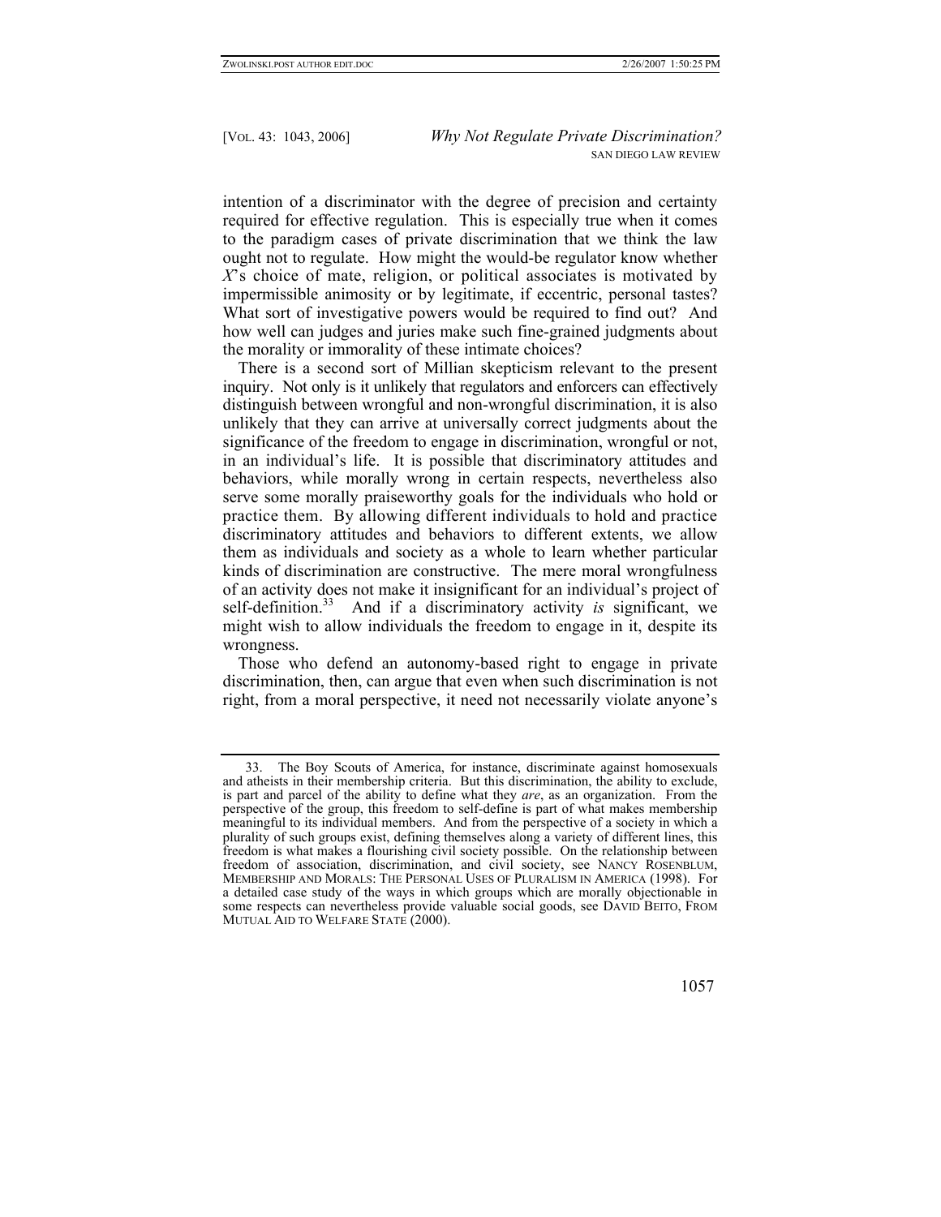intention of a discriminator with the degree of precision and certainty required for effective regulation. This is especially true when it comes to the paradigm cases of private discrimination that we think the law ought not to regulate. How might the would-be regulator know whether *X*'s choice of mate, religion, or political associates is motivated by impermissible animosity or by legitimate, if eccentric, personal tastes? What sort of investigative powers would be required to find out? And how well can judges and juries make such fine-grained judgments about the morality or immorality of these intimate choices?

There is a second sort of Millian skepticism relevant to the present inquiry. Not only is it unlikely that regulators and enforcers can effectively distinguish between wrongful and non-wrongful discrimination, it is also unlikely that they can arrive at universally correct judgments about the significance of the freedom to engage in discrimination, wrongful or not, in an individual's life. It is possible that discriminatory attitudes and behaviors, while morally wrong in certain respects, nevertheless also serve some morally praiseworthy goals for the individuals who hold or practice them. By allowing different individuals to hold and practice discriminatory attitudes and behaviors to different extents, we allow them as individuals and society as a whole to learn whether particular kinds of discrimination are constructive. The mere moral wrongfulness of an activity does not make it insignificant for an individual's project of self-definition.[33] And if a discriminatory activity *is* significant, we might wish to allow individuals the freedom to engage in it, despite its wrongness.

Those who defend an autonomy-based right to engage in private discrimination, then, can argue that even when such discrimination is not right, from a moral perspective, it need not necessarily violate anyone's

---

33. The Boy Scouts of America, for instance, discriminate against homosexuals and atheists in their membership criteria. But this discrimination, the ability to exclude, is part and parcel of the ability to define what they *are*, as an organization. From the perspective of the group, this freedom to self-define is part of what makes membership meaningful to its individual members. And from the perspective of a society in which a plurality of such groups exist, defining themselves along a variety of different lines, this freedom is what makes a flourishing civil society possible. On the relationship between freedom of association, discrimination, and civil society, see NANCY ROSENBLUM, MEMBERSHIP AND MORALS: THE PERSONAL USES OF PLURALISM IN AMERICA (1998). For a detailed case study of the ways in which groups which are morally objectionable in some respects can nevertheless provide valuable social goods, see DAVID BEITO, FROM MUTUAL AID TO WELFARE STATE (2000).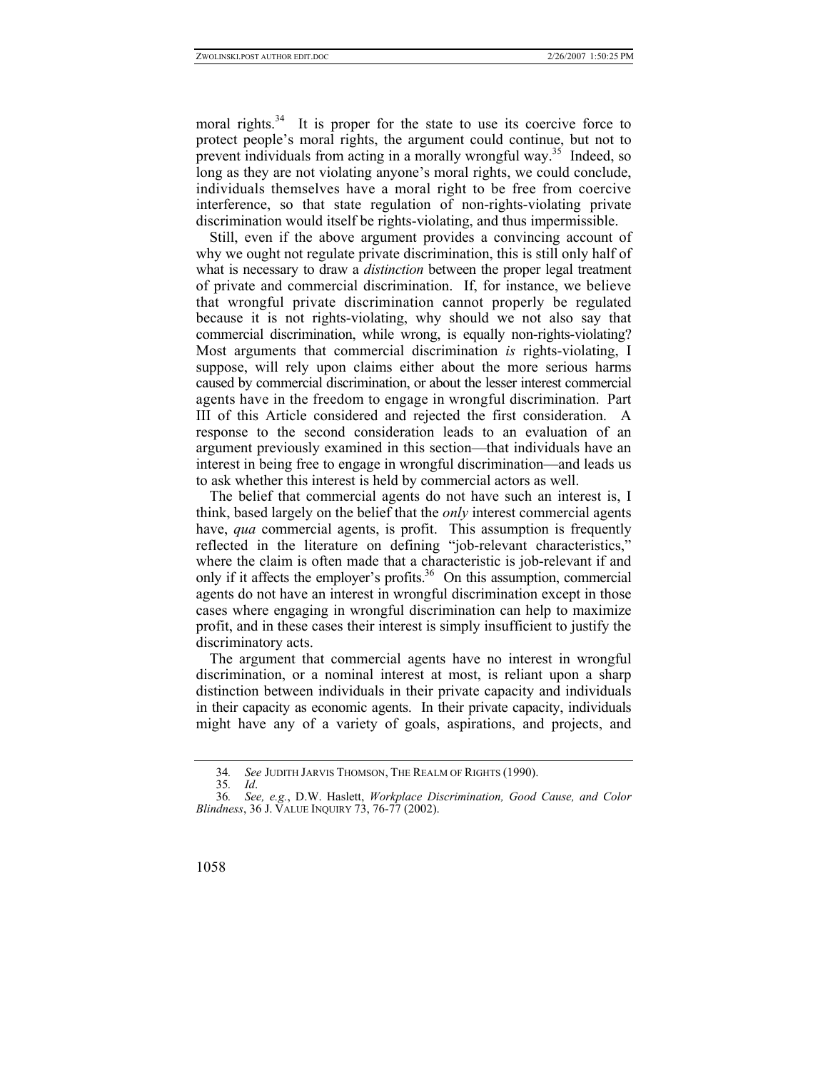moral rights.[34] It is proper for the state to use its coercive force to protect people's moral rights, the argument could continue, but not to prevent individuals from acting in a morally wrongful way.[35] Indeed, so long as they are not violating anyone's moral rights, we could conclude, individuals themselves have a moral right to be free from coercive interference, so that state regulation of non-rights-violating private discrimination would itself be rights-violating, and thus impermissible.

Still, even if the above argument provides a convincing account of why we ought not regulate private discrimination, this is still only half of what is necessary to draw a *distinction* between the proper legal treatment of private and commercial discrimination. If, for instance, we believe that wrongful private discrimination cannot properly be regulated because it is not rights-violating, why should we not also say that commercial discrimination, while wrong, is equally non-rights-violating? Most arguments that commercial discrimination *is* rights-violating, I suppose, will rely upon claims either about the more serious harms caused by commercial discrimination, or about the lesser interest commercial agents have in the freedom to engage in wrongful discrimination. Part III of this Article considered and rejected the first consideration. A response to the second consideration leads to an evaluation of an argument previously examined in this section—that individuals have an interest in being free to engage in wrongful discrimination—and leads us to ask whether this interest is held by commercial actors as well.

The belief that commercial agents do not have such an interest is, I think, based largely on the belief that the *only* interest commercial agents have, *qua* commercial agents, is profit. This assumption is frequently reflected in the literature on defining "job-relevant characteristics," where the claim is often made that a characteristic is job-relevant if and only if it affects the employer's profits.[36] On this assumption, commercial agents do not have an interest in wrongful discrimination except in those cases where engaging in wrongful discrimination can help to maximize profit, and in these cases their interest is simply insufficient to justify the discriminatory acts.

The argument that commercial agents have no interest in wrongful discrimination, or a nominal interest at most, is reliant upon a sharp distinction between individuals in their private capacity and individuals in their capacity as economic agents. In their private capacity, individuals might have any of a variety of goals, aspirations, and projects, and

---

34. *See* JUDITH JARVIS THOMSON, THE REALM OF RIGHTS (1990).

35. *Id*.

36. *See, e.g.*, D.W. Haslett, *Workplace Discrimination, Good Cause, and Color Blindness*, 36 J. VALUE INQUIRY 73, 76-77 (2002).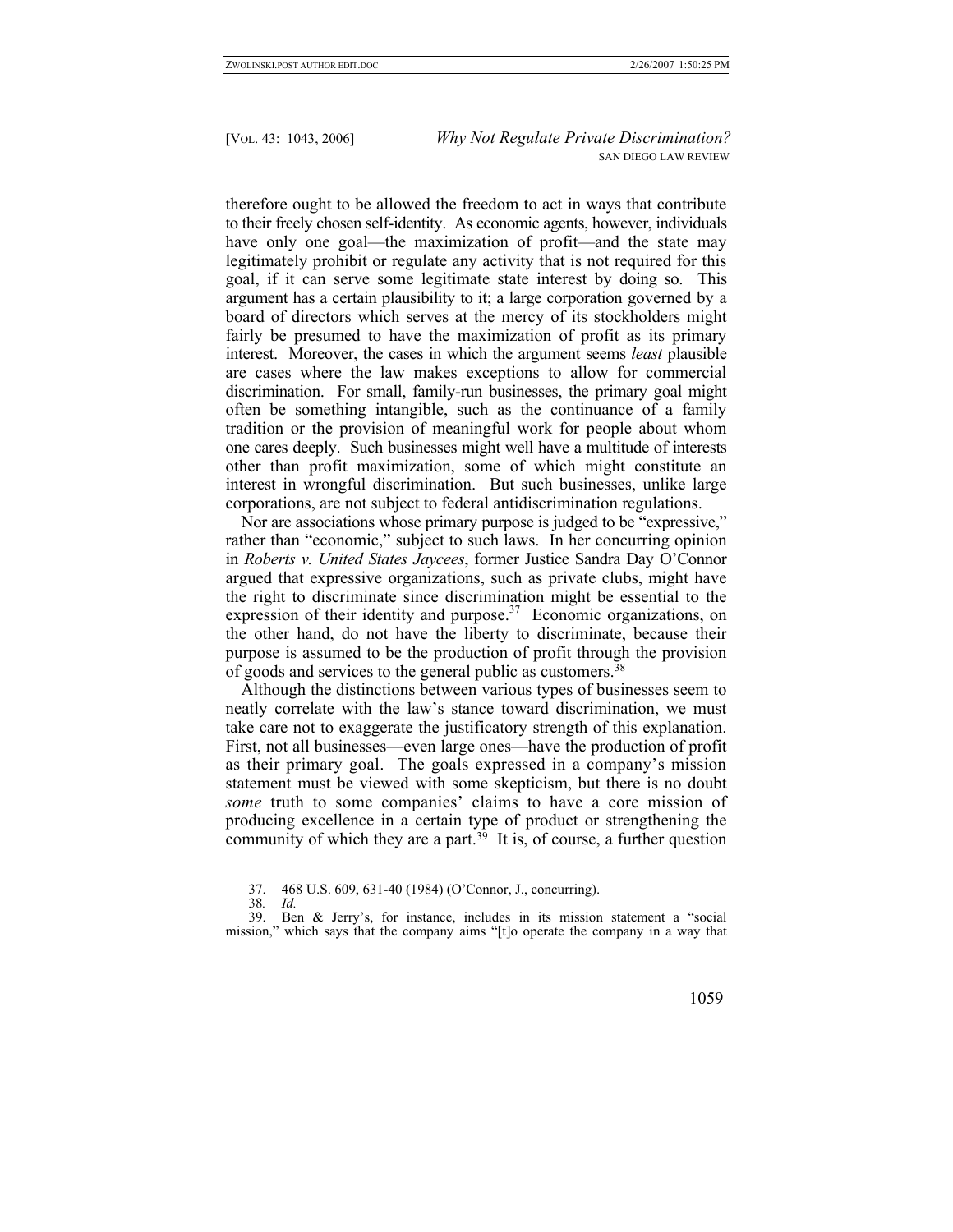therefore ought to be allowed the freedom to act in ways that contribute to their freely chosen self-identity. As economic agents, however, individuals have only one goal—the maximization of profit—and the state may legitimately prohibit or regulate any activity that is not required for this goal, if it can serve some legitimate state interest by doing so. This argument has a certain plausibility to it; a large corporation governed by a board of directors which serves at the mercy of its stockholders might fairly be presumed to have the maximization of profit as its primary interest. Moreover, the cases in which the argument seems *least* plausible are cases where the law makes exceptions to allow for commercial discrimination. For small, family-run businesses, the primary goal might often be something intangible, such as the continuance of a family tradition or the provision of meaningful work for people about whom one cares deeply. Such businesses might well have a multitude of interests other than profit maximization, some of which might constitute an interest in wrongful discrimination. But such businesses, unlike large corporations, are not subject to federal antidiscrimination regulations.

Nor are associations whose primary purpose is judged to be "expressive," rather than "economic," subject to such laws. In her concurring opinion in *Roberts v. United States Jaycees*, former Justice Sandra Day O'Connor argued that expressive organizations, such as private clubs, might have the right to discriminate since discrimination might be essential to the expression of their identity and purpose.[37] Economic organizations, on the other hand, do not have the liberty to discriminate, because their purpose is assumed to be the production of profit through the provision of goods and services to the general public as customers.[38]

Although the distinctions between various types of businesses seem to neatly correlate with the law's stance toward discrimination, we must take care not to exaggerate the justificatory strength of this explanation. First, not all businesses—even large ones—have the production of profit as their primary goal. The goals expressed in a company's mission statement must be viewed with some skepticism, but there is no doubt *some* truth to some companies' claims to have a core mission of producing excellence in a certain type of product or strengthening the community of which they are a part.[39] It is, of course, a further question

37. 468 U.S. 609, 631-40 (1984) (O'Connor, J., concurring).

38. *Id.*

39. Ben & Jerry's, for instance, includes in its mission statement a "social mission," which says that the company aims "[t]o operate the company in a way that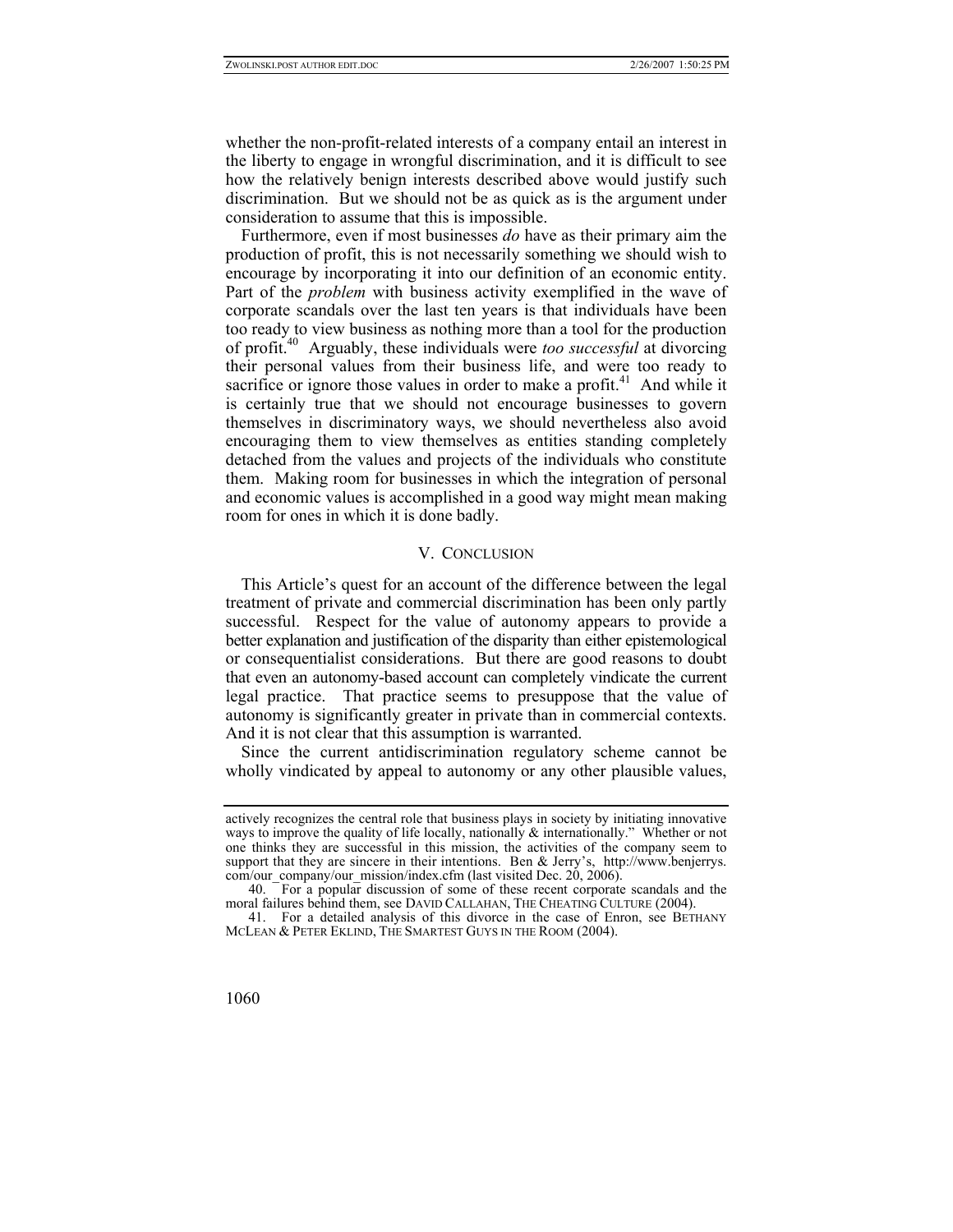whether the non-profit-related interests of a company entail an interest in the liberty to engage in wrongful discrimination, and it is difficult to see how the relatively benign interests described above would justify such discrimination. But we should not be as quick as is the argument under consideration to assume that this is impossible.

Furthermore, even if most businesses *do* have as their primary aim the production of profit, this is not necessarily something we should wish to encourage by incorporating it into our definition of an economic entity. Part of the *problem* with business activity exemplified in the wave of corporate scandals over the last ten years is that individuals have been too ready to view business as nothing more than a tool for the production of profit.[40] Arguably, these individuals were *too successful* at divorcing their personal values from their business life, and were too ready to sacrifice or ignore those values in order to make a profit.[41] And while it is certainly true that we should not encourage businesses to govern themselves in discriminatory ways, we should nevertheless also avoid encouraging them to view themselves as entities standing completely detached from the values and projects of the individuals who constitute them. Making room for businesses in which the integration of personal and economic values is accomplished in a good way might mean making room for ones in which it is done badly.

## V. CONCLUSION

This Article's quest for an account of the difference between the legal treatment of private and commercial discrimination has been only partly successful. Respect for the value of autonomy appears to provide a better explanation and justification of the disparity than either epistemological or consequentialist considerations. But there are good reasons to doubt that even an autonomy-based account can completely vindicate the current legal practice. That practice seems to presuppose that the value of autonomy is significantly greater in private than in commercial contexts. And it is not clear that this assumption is warranted.

Since the current antidiscrimination regulatory scheme cannot be wholly vindicated by appeal to autonomy or any other plausible values,

---

actively recognizes the central role that business plays in society by initiating innovative ways to improve the quality of life locally, nationally & internationally." Whether or not one thinks they are successful in this mission, the activities of the company seem to support that they are sincere in their intentions. Ben & Jerry's, http://www.benjerrys.com/our_company/our_mission/index.cfm (last visited Dec. 20, 2006).

40. For a popular discussion of some of these recent corporate scandals and the moral failures behind them, see DAVID CALLAHAN, THE CHEATING CULTURE (2004).

41. For a detailed analysis of this divorce in the case of Enron, see BETHANY MCLEAN & PETER EKLIND, THE SMARTEST GUYS IN THE ROOM (2004).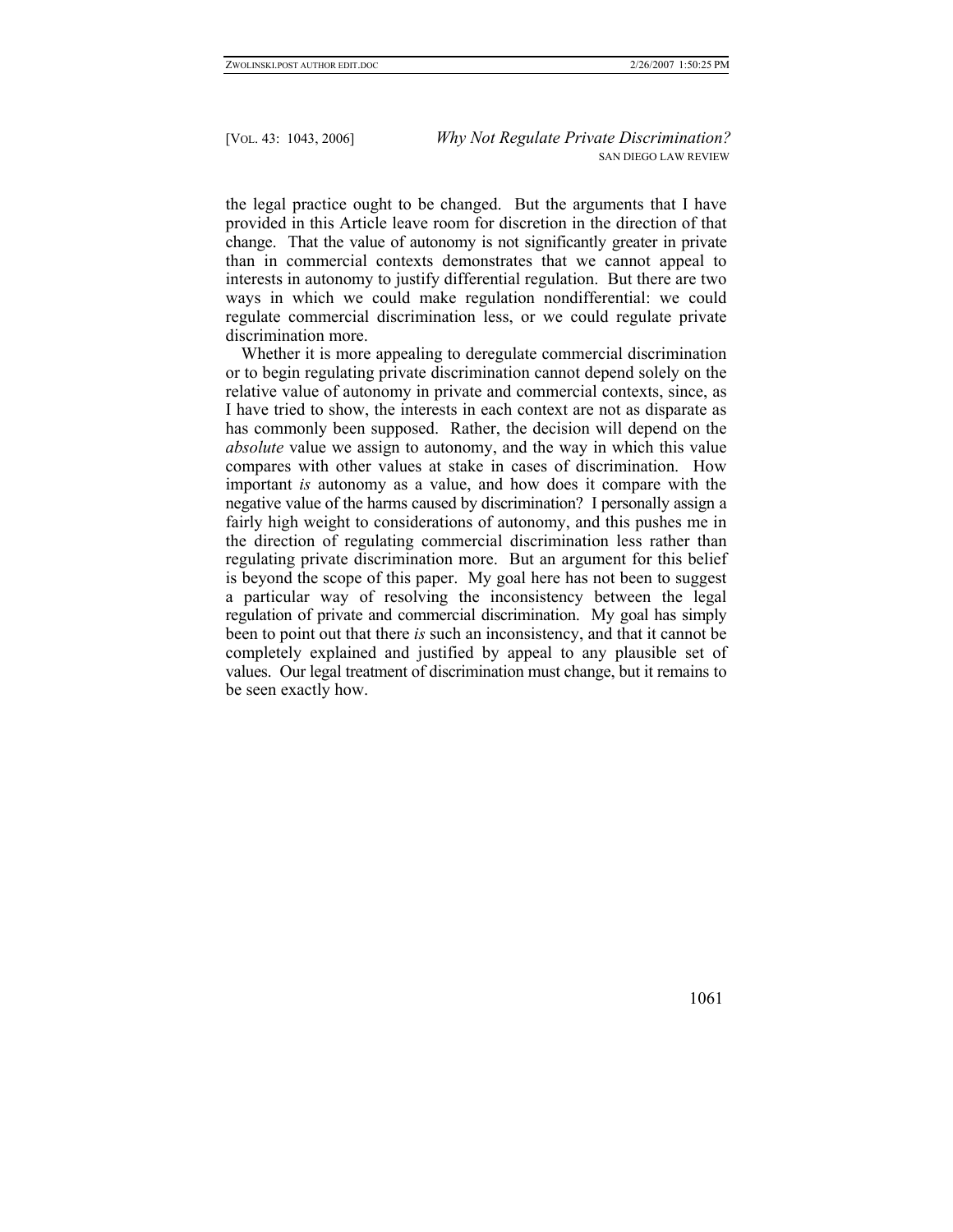the legal practice ought to be changed. But the arguments that I have provided in this Article leave room for discretion in the direction of that change. That the value of autonomy is not significantly greater in private than in commercial contexts demonstrates that we cannot appeal to interests in autonomy to justify differential regulation. But there are two ways in which we could make regulation nondifferential: we could regulate commercial discrimination less, or we could regulate private discrimination more.

Whether it is more appealing to deregulate commercial discrimination or to begin regulating private discrimination cannot depend solely on the relative value of autonomy in private and commercial contexts, since, as I have tried to show, the interests in each context are not as disparate as has commonly been supposed. Rather, the decision will depend on the *absolute* value we assign to autonomy, and the way in which this value compares with other values at stake in cases of discrimination. How important *is* autonomy as a value, and how does it compare with the negative value of the harms caused by discrimination? I personally assign a fairly high weight to considerations of autonomy, and this pushes me in the direction of regulating commercial discrimination less rather than regulating private discrimination more. But an argument for this belief is beyond the scope of this paper. My goal here has not been to suggest a particular way of resolving the inconsistency between the legal regulation of private and commercial discrimination. My goal has simply been to point out that there *is* such an inconsistency, and that it cannot be completely explained and justified by appeal to any plausible set of values. Our legal treatment of discrimination must change, but it remains to be seen exactly how.